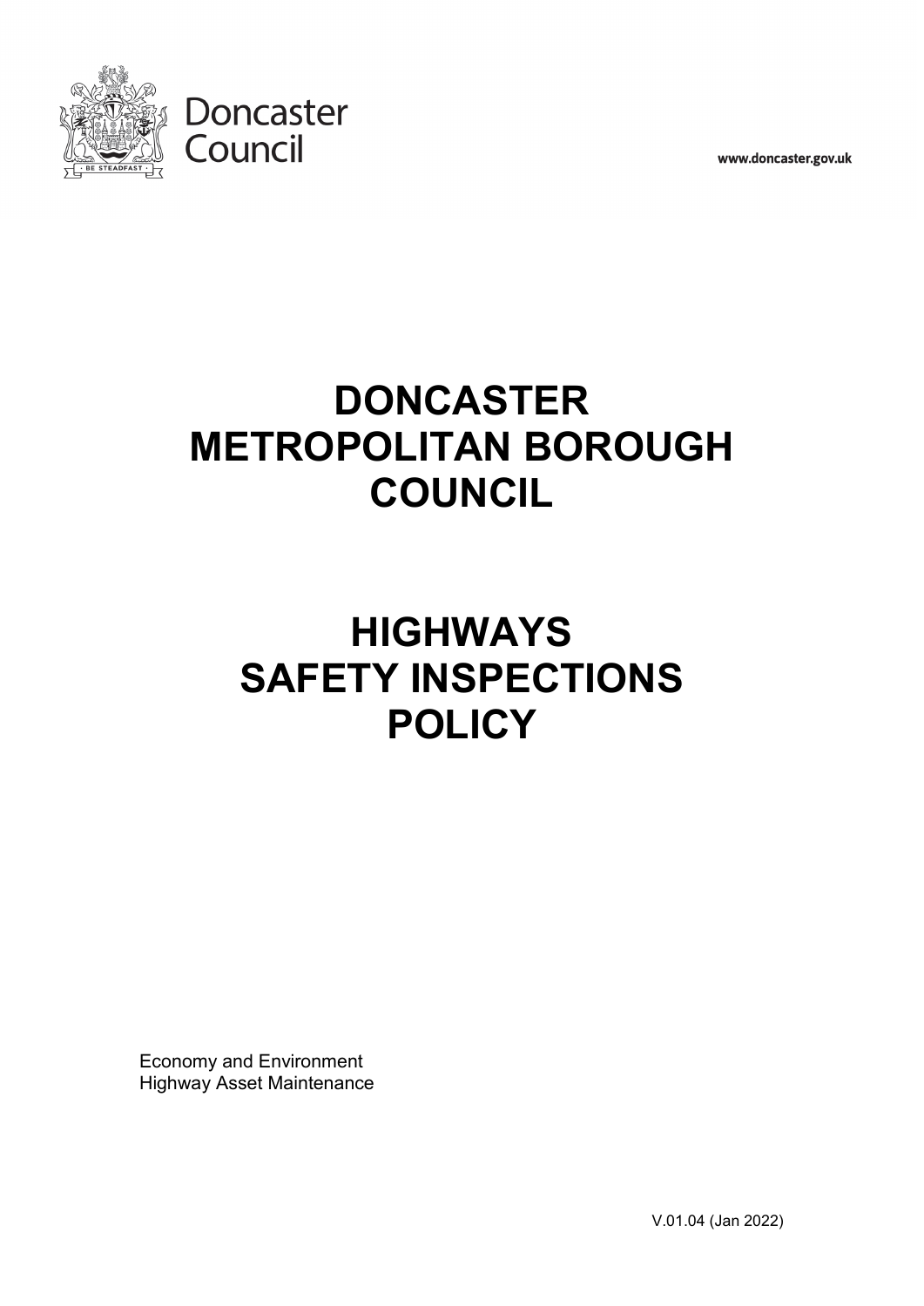Doncaster Council

www.doncaster.gov.uk

# DONCASTER METROPOLITAN BOROUGH COUNCIL

# HIGHWAYS SAFETY INSPECTIONS POLICY

Economy and Environment
Highway Asset Maintenance

V.01.04 (Jan 2022)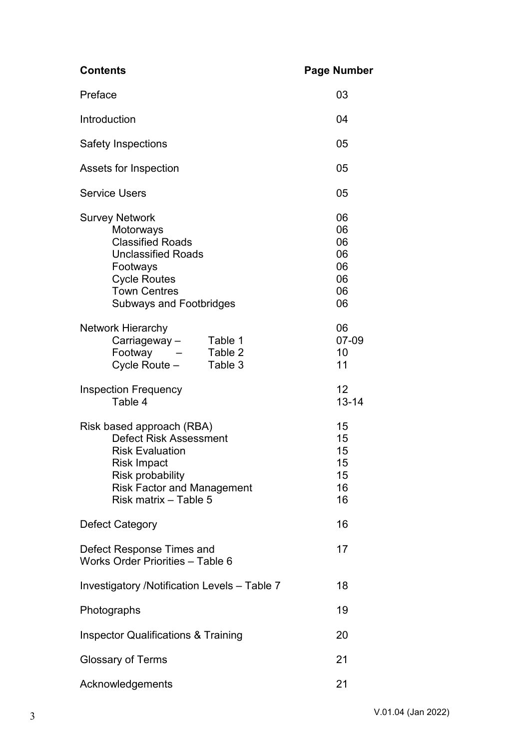| Contents | Page Number |
| --- | --- |
| Preface | 03 |
| Introduction | 04 |
| Safety Inspections | 05 |
| Assets for Inspection | 05 |
| Service Users | 05 |
| Survey Network | 06 |
| Motorways | 06 |
| Classified Roads | 06 |
| Unclassified Roads | 06 |
| Footways | 06 |
| Cycle Routes | 06 |
| Town Centres | 06 |
| Subways and Footbridges | 06 |
| Network Hierarchy | 06 |
| Carriageway – Table 1 | 07-09 |
| Footway – Table 2 | 10 |
| Cycle Route – Table 3 | 11 |
| Inspection Frequency | 12 |
| Table 4 | 13-14 |
| Risk based approach (RBA) | 15 |
| Defect Risk Assessment | 15 |
| Risk Evaluation | 15 |
| Risk Impact | 15 |
| Risk probability | 15 |
| Risk Factor and Management | 16 |
| Risk matrix – Table 5 | 16 |
| Defect Category | 16 |
| Defect Response Times and Works Order Priorities – Table 6 | 17 |
| Investigatory /Notification Levels – Table 7 | 18 |
| Photographs | 19 |
| Inspector Qualifications & Training | 20 |
| Glossary of Terms | 21 |
| Acknowledgements | 21 |

V.01.04 (Jan 2022)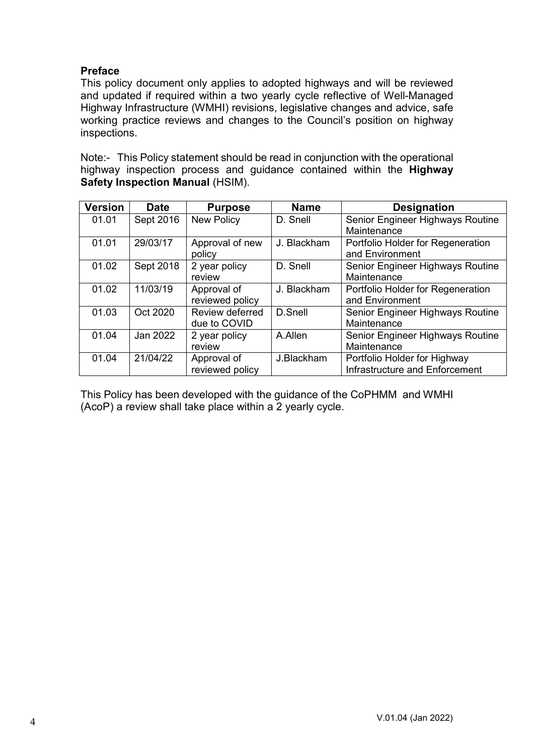**Preface**

This policy document only applies to adopted highways and will be reviewed and updated if required within a two yearly cycle reflective of Well-Managed Highway Infrastructure (WMHI) revisions, legislative changes and advice, safe working practice reviews and changes to the Council's position on highway inspections.

Note:- This Policy statement should be read in conjunction with the operational highway inspection process and guidance contained within the **Highway Safety Inspection Manual** (HSIM).

| Version | Date | Purpose | Name | Designation |
|---|---|---|---|---|
| 01.01 | Sept 2016 | New Policy | D. Snell | Senior Engineer Highways Routine Maintenance |
| 01.01 | 29/03/17 | Approval of new policy | J. Blackham | Portfolio Holder for Regeneration and Environment |
| 01.02 | Sept 2018 | 2 year policy review | D. Snell | Senior Engineer Highways Routine Maintenance |
| 01.02 | 11/03/19 | Approval of reviewed policy | J. Blackham | Portfolio Holder for Regeneration and Environment |
| 01.03 | Oct 2020 | Review deferred due to COVID | D.Snell | Senior Engineer Highways Routine Maintenance |
| 01.04 | Jan 2022 | 2 year policy review | A.Allen | Senior Engineer Highways Routine Maintenance |
| 01.04 | 21/04/22 | Approval of reviewed policy | J.Blackham | Portfolio Holder for Highway Infrastructure and Enforcement |

This Policy has been developed with the guidance of the CoPHMM and WMHI (AcoP) a review shall take place within a 2 yearly cycle.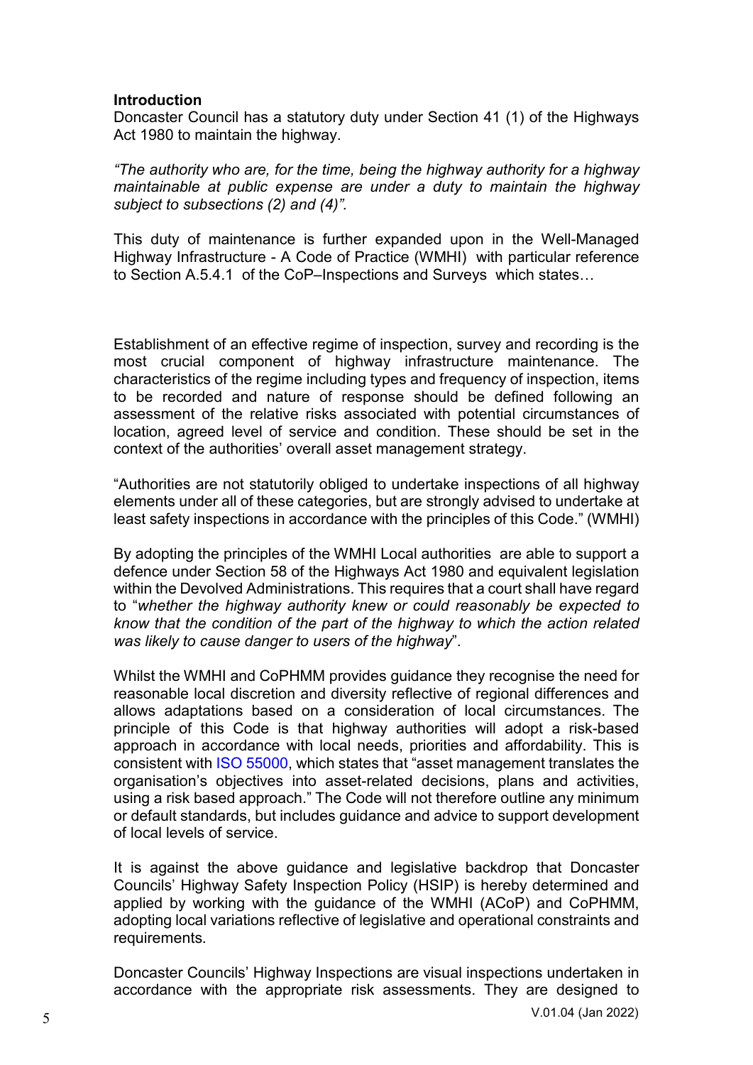**Introduction**

Doncaster Council has a statutory duty under Section 41 (1) of the Highways Act 1980 to maintain the highway.

*"The authority who are, for the time, being the highway authority for a highway maintainable at public expense are under a duty to maintain the highway subject to subsections (2) and (4)".*

This duty of maintenance is further expanded upon in the Well-Managed Highway Infrastructure - A Code of Practice (WMHI) with particular reference to Section A.5.4.1 of the CoP–Inspections and Surveys which states…

Establishment of an effective regime of inspection, survey and recording is the most crucial component of highway infrastructure maintenance. The characteristics of the regime including types and frequency of inspection, items to be recorded and nature of response should be defined following an assessment of the relative risks associated with potential circumstances of location, agreed level of service and condition. These should be set in the context of the authorities' overall asset management strategy.

"Authorities are not statutorily obliged to undertake inspections of all highway elements under all of these categories, but are strongly advised to undertake at least safety inspections in accordance with the principles of this Code." (WMHI)

By adopting the principles of the WMHI Local authorities are able to support a defence under Section 58 of the Highways Act 1980 and equivalent legislation within the Devolved Administrations. This requires that a court shall have regard to "*whether the highway authority knew or could reasonably be expected to know that the condition of the part of the highway to which the action related was likely to cause danger to users of the highway*".

Whilst the WMHI and CoPHMM provides guidance they recognise the need for reasonable local discretion and diversity reflective of regional differences and allows adaptations based on a consideration of local circumstances. The principle of this Code is that highway authorities will adopt a risk-based approach in accordance with local needs, priorities and affordability. This is consistent with ISO 55000, which states that "asset management translates the organisation's objectives into asset-related decisions, plans and activities, using a risk based approach." The Code will not therefore outline any minimum or default standards, but includes guidance and advice to support development of local levels of service.

It is against the above guidance and legislative backdrop that Doncaster Councils' Highway Safety Inspection Policy (HSIP) is hereby determined and applied by working with the guidance of the WMHI (ACoP) and CoPHMM, adopting local variations reflective of legislative and operational constraints and requirements.

Doncaster Councils' Highway Inspections are visual inspections undertaken in accordance with the appropriate risk assessments. They are designed to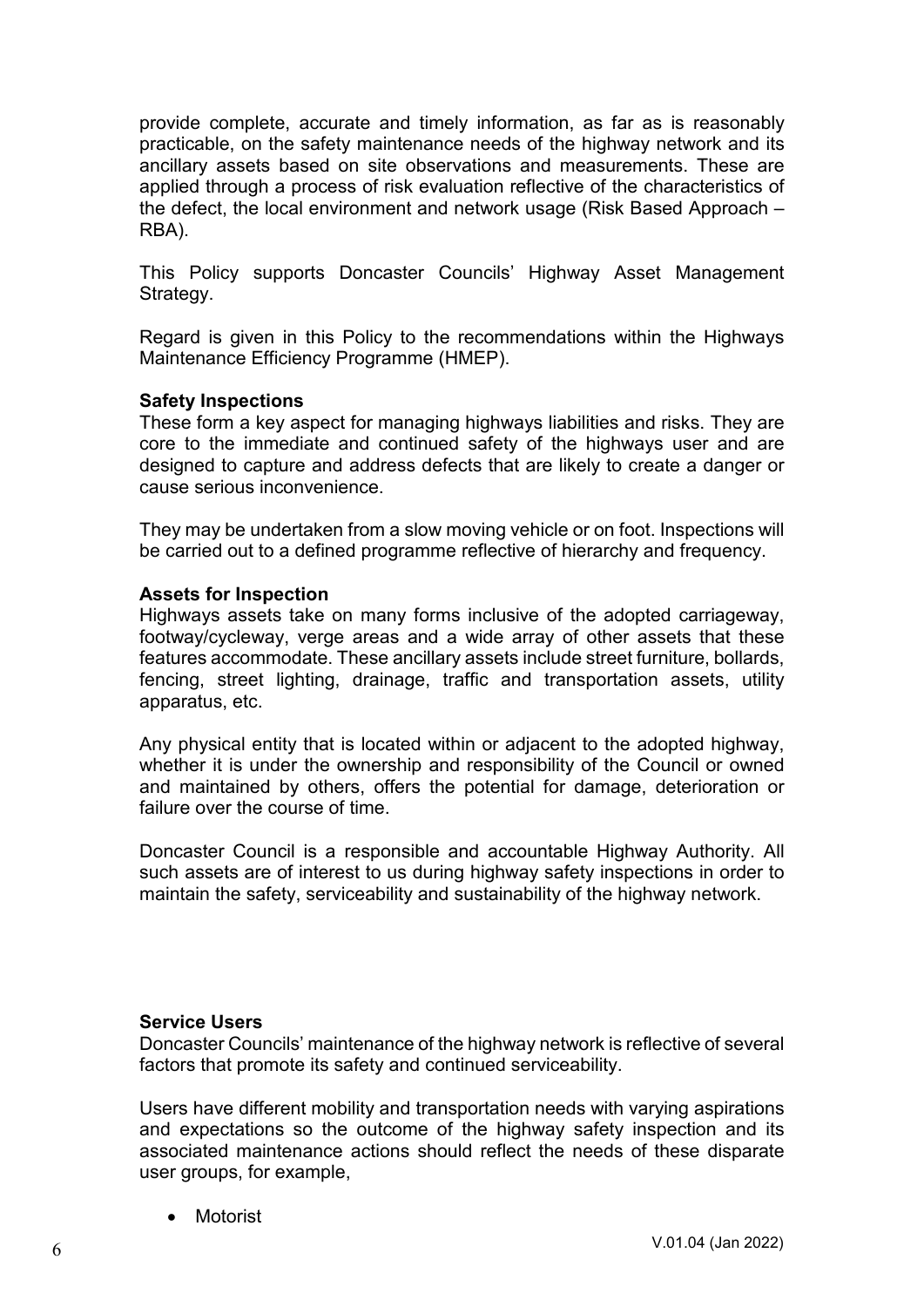provide complete, accurate and timely information, as far as is reasonably practicable, on the safety maintenance needs of the highway network and its ancillary assets based on site observations and measurements. These are applied through a process of risk evaluation reflective of the characteristics of the defect, the local environment and network usage (Risk Based Approach – RBA).

This Policy supports Doncaster Councils' Highway Asset Management Strategy.

Regard is given in this Policy to the recommendations within the Highways Maintenance Efficiency Programme (HMEP).

**Safety Inspections**
These form a key aspect for managing highways liabilities and risks. They are core to the immediate and continued safety of the highways user and are designed to capture and address defects that are likely to create a danger or cause serious inconvenience.

They may be undertaken from a slow moving vehicle or on foot. Inspections will be carried out to a defined programme reflective of hierarchy and frequency.

**Assets for Inspection**
Highways assets take on many forms inclusive of the adopted carriageway, footway/cycleway, verge areas and a wide array of other assets that these features accommodate. These ancillary assets include street furniture, bollards, fencing, street lighting, drainage, traffic and transportation assets, utility apparatus, etc.

Any physical entity that is located within or adjacent to the adopted highway, whether it is under the ownership and responsibility of the Council or owned and maintained by others, offers the potential for damage, deterioration or failure over the course of time.

Doncaster Council is a responsible and accountable Highway Authority. All such assets are of interest to us during highway safety inspections in order to maintain the safety, serviceability and sustainability of the highway network.

**Service Users**
Doncaster Councils' maintenance of the highway network is reflective of several factors that promote its safety and continued serviceability.

Users have different mobility and transportation needs with varying aspirations and expectations so the outcome of the highway safety inspection and its associated maintenance actions should reflect the needs of these disparate user groups, for example,

- Motorist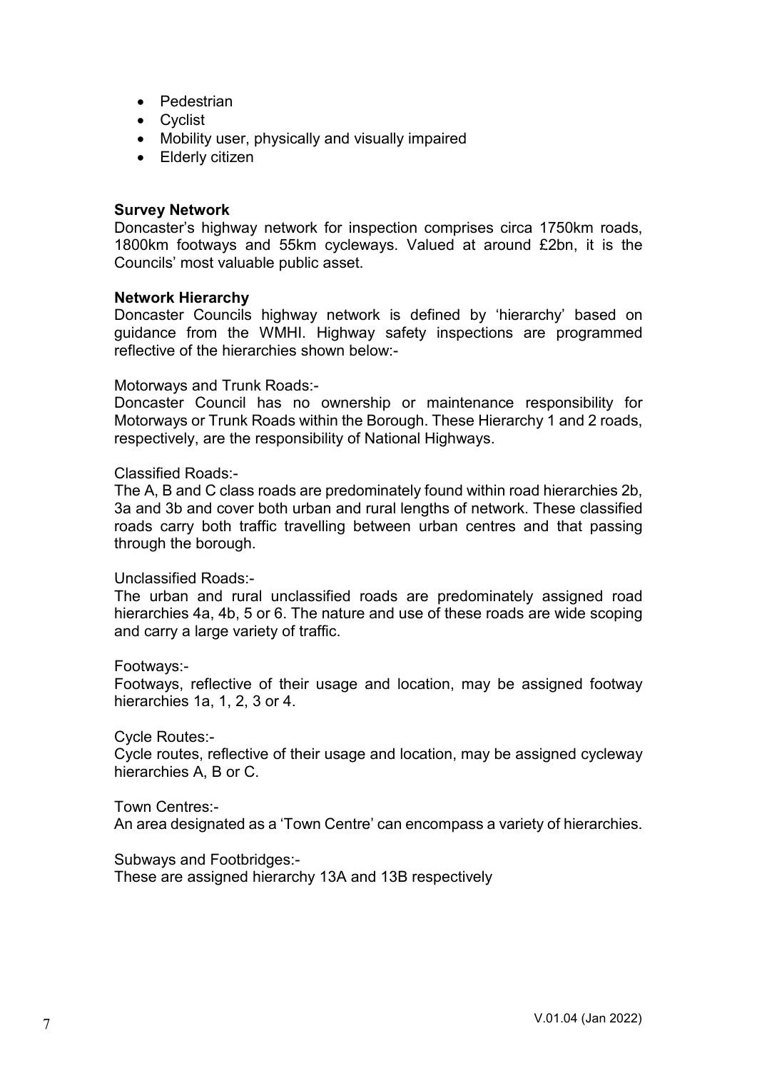- Pedestrian
- Cyclist
- Mobility user, physically and visually impaired
- Elderly citizen

**Survey Network**

Doncaster's highway network for inspection comprises circa 1750km roads, 1800km footways and 55km cycleways. Valued at around £2bn, it is the Councils' most valuable public asset.

**Network Hierarchy**

Doncaster Councils highway network is defined by 'hierarchy' based on guidance from the WMHI. Highway safety inspections are programmed reflective of the hierarchies shown below:-

Motorways and Trunk Roads:-

Doncaster Council has no ownership or maintenance responsibility for Motorways or Trunk Roads within the Borough. These Hierarchy 1 and 2 roads, respectively, are the responsibility of National Highways.

Classified Roads:-

The A, B and C class roads are predominately found within road hierarchies 2b, 3a and 3b and cover both urban and rural lengths of network. These classified roads carry both traffic travelling between urban centres and that passing through the borough.

Unclassified Roads:-

The urban and rural unclassified roads are predominately assigned road hierarchies 4a, 4b, 5 or 6. The nature and use of these roads are wide scoping and carry a large variety of traffic.

Footways:-

Footways, reflective of their usage and location, may be assigned footway hierarchies 1a, 1, 2, 3 or 4.

Cycle Routes:-

Cycle routes, reflective of their usage and location, may be assigned cycleway hierarchies A, B or C.

Town Centres:-

An area designated as a 'Town Centre' can encompass a variety of hierarchies.

Subways and Footbridges:-

These are assigned hierarchy 13A and 13B respectively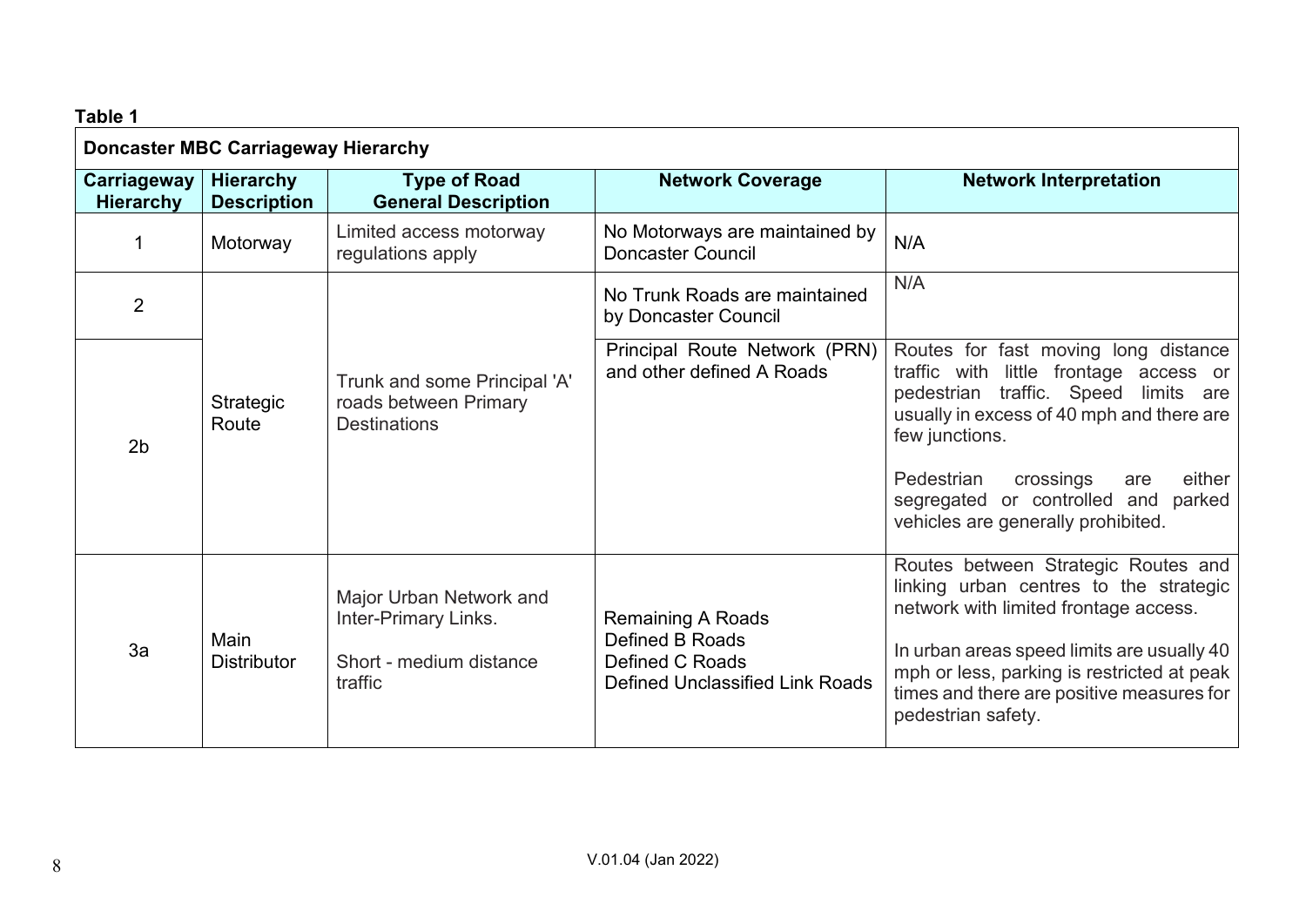**Table 1**

| **Doncaster MBC Carriageway Hierarchy** | | | | |
|---|---|---|---|---|
| **Carriageway Hierarchy** | **Hierarchy Description** | **Type of Road General Description** | **Network Coverage** | **Network Interpretation** |
| 1 | Motorway | Limited access motorway regulations apply | No Motorways are maintained by Doncaster Council | N/A |
| 2 | Strategic Route | Trunk and some Principal 'A' roads between Primary Destinations | No Trunk Roads are maintained by Doncaster Council | N/A |
| 2b | | | Principal Route Network (PRN) and other defined A Roads | Routes for fast moving long distance traffic with little frontage access or pedestrian traffic. Speed limits are usually in excess of 40 mph and there are few junctions.<br><br>Pedestrian crossings are either segregated or controlled and parked vehicles are generally prohibited. |
| 3a | Main Distributor | Major Urban Network and Inter-Primary Links.<br><br>Short - medium distance traffic | Remaining A Roads<br>Defined B Roads<br>Defined C Roads<br>Defined Unclassified Link Roads | Routes between Strategic Routes and linking urban centres to the strategic network with limited frontage access.<br><br>In urban areas speed limits are usually 40 mph or less, parking is restricted at peak times and there are positive measures for pedestrian safety. |

V.01.04 (Jan 2022)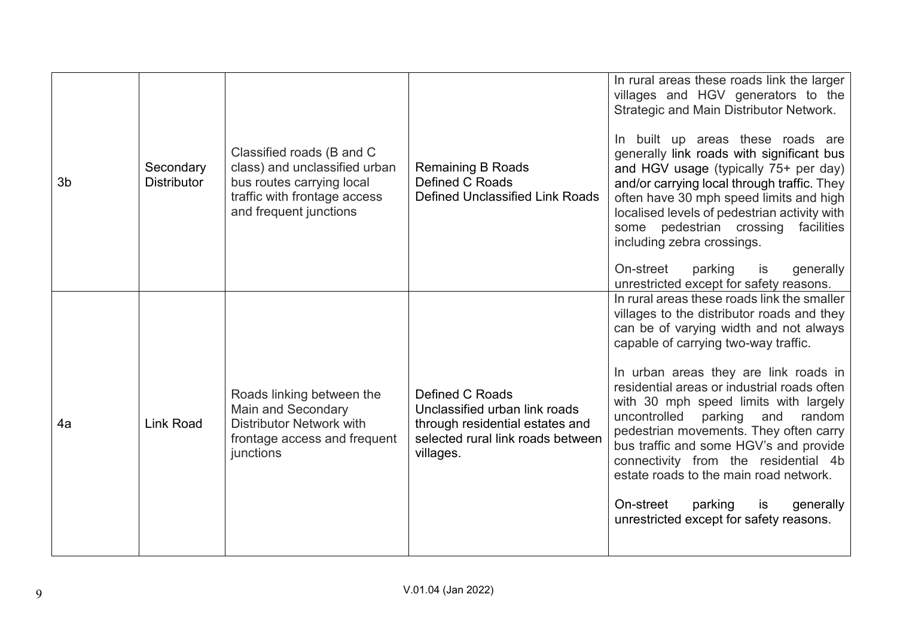| | | | | |
|---|---|---|---|---|
| 3b | Secondary Distributor | Classified roads (B and C class) and unclassified urban bus routes carrying local traffic with frontage access and frequent junctions | Remaining B Roads<br>Defined C Roads<br>Defined Unclassified Link Roads | In rural areas these roads link the larger villages and HGV generators to the Strategic and Main Distributor Network.<br><br>In built up areas these roads are generally link roads with significant bus and HGV usage (typically 75+ per day) and/or carrying local through traffic. They often have 30 mph speed limits and high localised levels of pedestrian activity with some pedestrian crossing facilities including zebra crossings.<br><br>On-street parking is generally unrestricted except for safety reasons. |
| 4a | Link Road | Roads linking between the Main and Secondary Distributor Network with frontage access and frequent junctions | Defined C Roads<br>Unclassified urban link roads through residential estates and selected rural link roads between villages. | In rural areas these roads link the smaller villages to the distributor roads and they can be of varying width and not always capable of carrying two-way traffic.<br><br>In urban areas they are link roads in residential areas or industrial roads often with 30 mph speed limits with largely uncontrolled parking and random pedestrian movements. They often carry bus traffic and some HGV's and provide connectivity from the residential 4b estate roads to the main road network.<br><br>On-street parking is generally unrestricted except for safety reasons. |

V.01.04 (Jan 2022)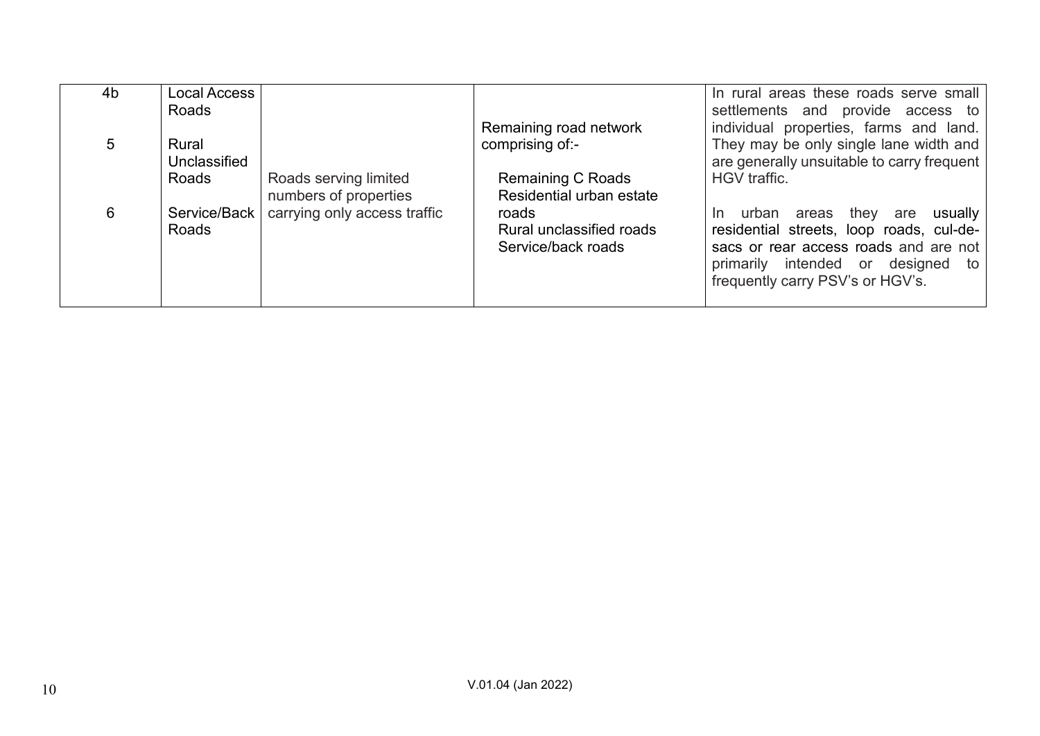| | | | | |
|---|---|---|---|---|
| 4b<br><br>5<br><br>6 | Local Access Roads<br><br>Rural Unclassified Roads<br><br>Service/Back Roads | Roads serving limited numbers of properties carrying only access traffic | Remaining road network comprising of:-<br><br>Remaining C Roads<br>Residential urban estate roads<br>Rural unclassified roads<br>Service/back roads | In rural areas these roads serve small settlements and provide access to individual properties, farms and land. They may be only single lane width and are generally unsuitable to carry frequent HGV traffic.<br><br>In urban areas they are usually residential streets, loop roads, cul-de-sacs or rear access roads and are not primarily intended or designed to frequently carry PSV's or HGV's. |

V.01.04 (Jan 2022)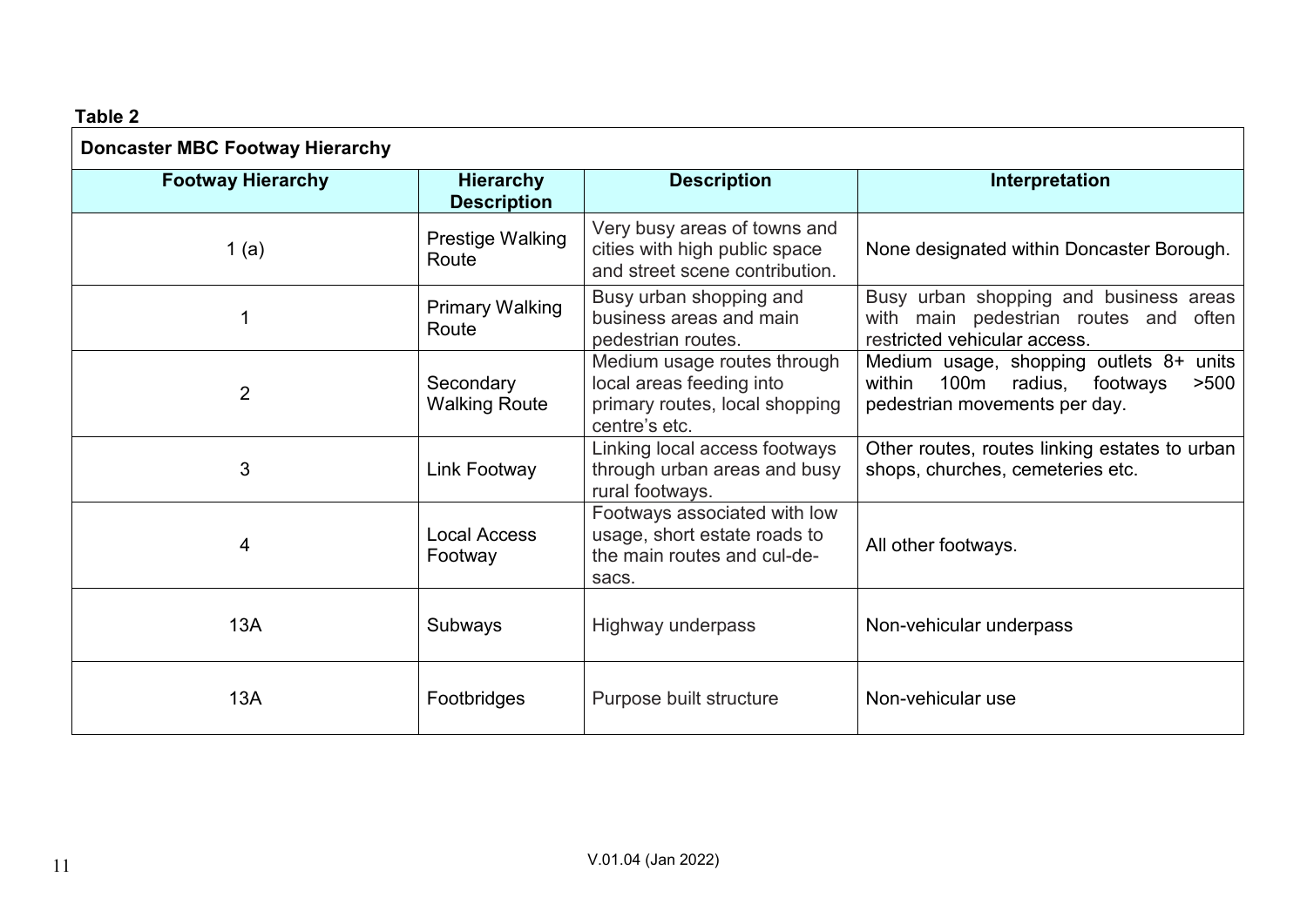**Table 2**

| Doncaster MBC Footway Hierarchy | | | |
|---|---|---|---|
| **Footway Hierarchy** | **Hierarchy Description** | **Description** | **Interpretation** |
| 1 (a) | Prestige Walking Route | Very busy areas of towns and cities with high public space and street scene contribution. | None designated within Doncaster Borough. |
| 1 | Primary Walking Route | Busy urban shopping and business areas and main pedestrian routes. | Busy urban shopping and business areas with main pedestrian routes and often restricted vehicular access. |
| 2 | Secondary Walking Route | Medium usage routes through local areas feeding into primary routes, local shopping centre's etc. | Medium usage, shopping outlets 8+ units within 100m radius, footways >500 pedestrian movements per day. |
| 3 | Link Footway | Linking local access footways through urban areas and busy rural footways. | Other routes, routes linking estates to urban shops, churches, cemeteries etc. |
| 4 | Local Access Footway | Footways associated with low usage, short estate roads to the main routes and cul-de-sacs. | All other footways. |
| 13A | Subways | Highway underpass | Non-vehicular underpass |
| 13A | Footbridges | Purpose built structure | Non-vehicular use |

V.01.04 (Jan 2022)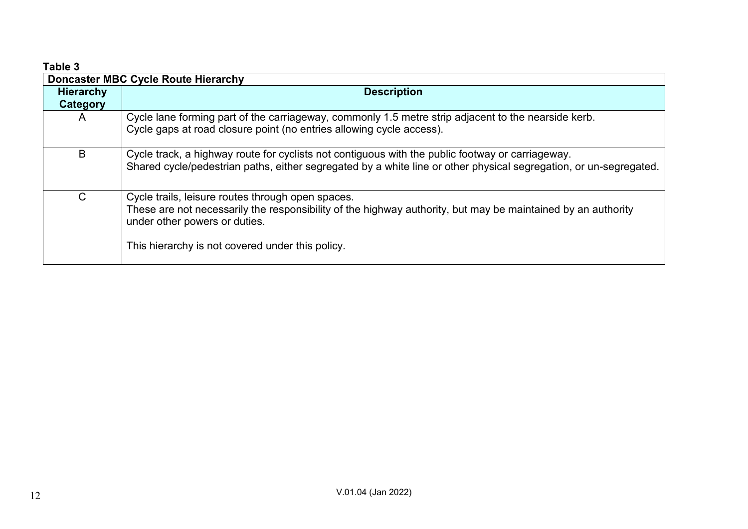**Table 3**

| Doncaster MBC Cycle Route Hierarchy | |
|---|---|
| **Hierarchy Category** | **Description** |
| A | Cycle lane forming part of the carriageway, commonly 1.5 metre strip adjacent to the nearside kerb.<br>Cycle gaps at road closure point (no entries allowing cycle access). |
| B | Cycle track, a highway route for cyclists not contiguous with the public footway or carriageway.<br>Shared cycle/pedestrian paths, either segregated by a white line or other physical segregation, or un-segregated. |
| C | Cycle trails, leisure routes through open spaces.<br>These are not necessarily the responsibility of the highway authority, but may be maintained by an authority under other powers or duties.<br><br>This hierarchy is not covered under this policy. |

V.01.04 (Jan 2022)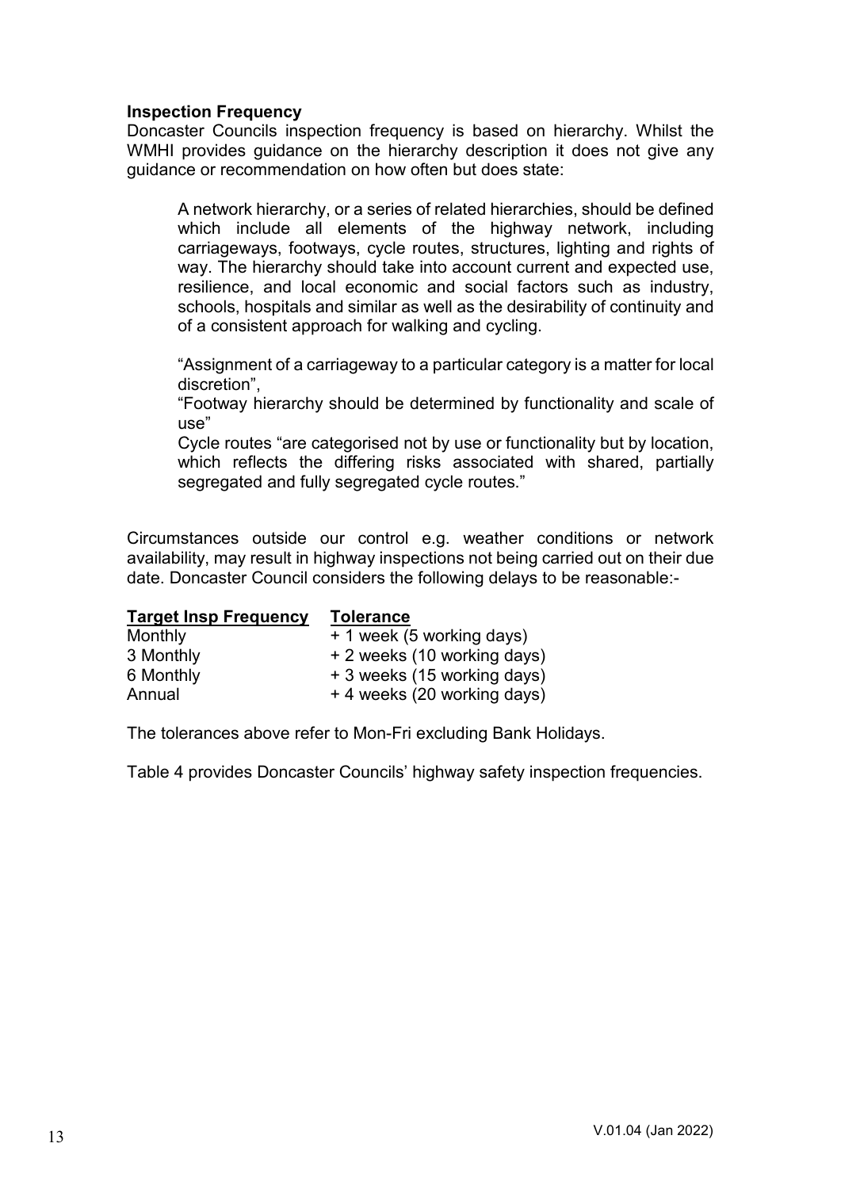**Inspection Frequency**

Doncaster Councils inspection frequency is based on hierarchy. Whilst the WMHI provides guidance on the hierarchy description it does not give any guidance or recommendation on how often but does state:

> A network hierarchy, or a series of related hierarchies, should be defined which include all elements of the highway network, including carriageways, footways, cycle routes, structures, lighting and rights of way. The hierarchy should take into account current and expected use, resilience, and local economic and social factors such as industry, schools, hospitals and similar as well as the desirability of continuity and of a consistent approach for walking and cycling.
>
> "Assignment of a carriageway to a particular category is a matter for local discretion",
>
> "Footway hierarchy should be determined by functionality and scale of use"
>
> Cycle routes "are categorised not by use or functionality but by location, which reflects the differing risks associated with shared, partially segregated and fully segregated cycle routes."

Circumstances outside our control e.g. weather conditions or network availability, may result in highway inspections not being carried out on their due date. Doncaster Council considers the following delays to be reasonable:-

| Target Insp Frequency | Tolerance |
|---|---|
| Monthly | + 1 week (5 working days) |
| 3 Monthly | + 2 weeks (10 working days) |
| 6 Monthly | + 3 weeks (15 working days) |
| Annual | + 4 weeks (20 working days) |

The tolerances above refer to Mon-Fri excluding Bank Holidays.

Table 4 provides Doncaster Councils' highway safety inspection frequencies.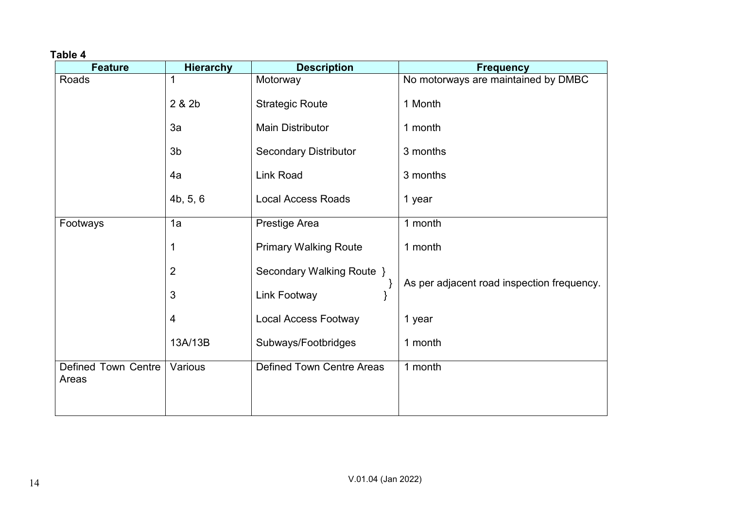**Table 4**

| Feature | Hierarchy | Description | Frequency |
|---|---|---|---|
| Roads | 1 | Motorway | No motorways are maintained by DMBC |
| | 2 & 2b | Strategic Route | 1 Month |
| | 3a | Main Distributor | 1 month |
| | 3b | Secondary Distributor | 3 months |
| | 4a | Link Road | 3 months |
| | 4b, 5, 6 | Local Access Roads | 1 year |
| Footways | 1a | Prestige Area | 1 month |
| | 1 | Primary Walking Route | 1 month |
| | 2 | Secondary Walking Route | As per adjacent road inspection frequency. |
| | 3 | Link Footway | As per adjacent road inspection frequency. |
| | 4 | Local Access Footway | 1 year |
| | 13A/13B | Subways/Footbridges | 1 month |
| Defined Town Centre Areas | Various | Defined Town Centre Areas | 1 month |

V.01.04 (Jan 2022)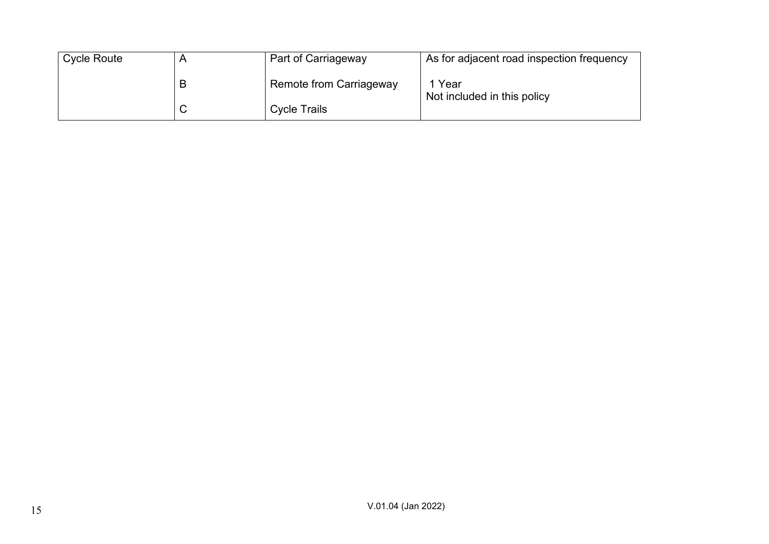| Cycle Route | A | Part of Carriageway | As for adjacent road inspection frequency |
|---|---|---|---|
| | B | Remote from Carriageway | 1 Year |
| | C | Cycle Trails | Not included in this policy |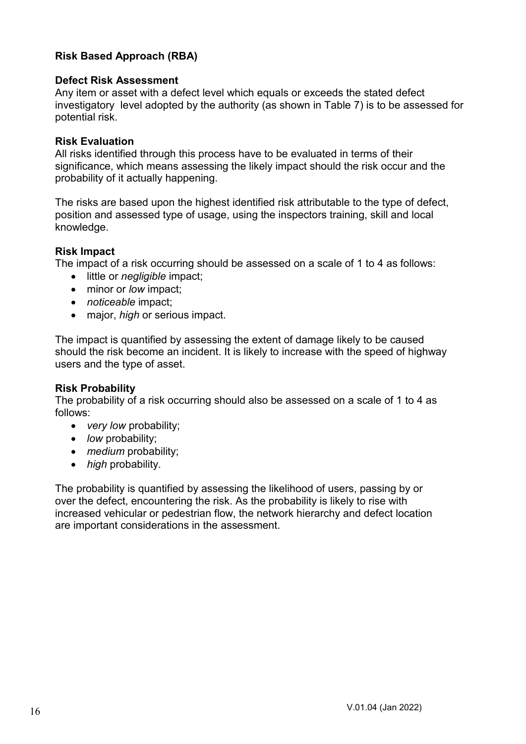## Risk Based Approach (RBA)

### Defect Risk Assessment

Any item or asset with a defect level which equals or exceeds the stated defect investigatory level adopted by the authority (as shown in Table 7) is to be assessed for potential risk.

### Risk Evaluation

All risks identified through this process have to be evaluated in terms of their significance, which means assessing the likely impact should the risk occur and the probability of it actually happening.

The risks are based upon the highest identified risk attributable to the type of defect, position and assessed type of usage, using the inspectors training, skill and local knowledge.

### Risk Impact

The impact of a risk occurring should be assessed on a scale of 1 to 4 as follows:

- little or *negligible* impact;
- minor or *low* impact;
- *noticeable* impact;
- major, *high* or serious impact.

The impact is quantified by assessing the extent of damage likely to be caused should the risk become an incident. It is likely to increase with the speed of highway users and the type of asset.

### Risk Probability

The probability of a risk occurring should also be assessed on a scale of 1 to 4 as follows:

- *very low* probability;
- *low* probability;
- *medium* probability;
- *high* probability.

The probability is quantified by assessing the likelihood of users, passing by or over the defect, encountering the risk. As the probability is likely to rise with increased vehicular or pedestrian flow, the network hierarchy and defect location are important considerations in the assessment.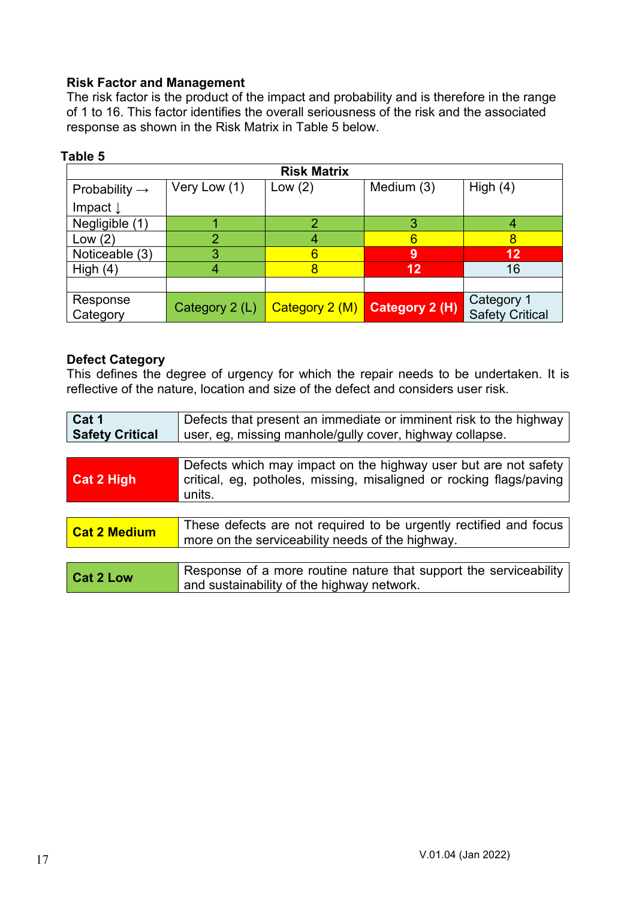**Risk Factor and Management**

The risk factor is the product of the impact and probability and is therefore in the range of 1 to 16. This factor identifies the overall seriousness of the risk and the associated response as shown in the Risk Matrix in Table 5 below.

**Table 5**

| Risk Matrix | | | | |
|---|---|---|---|---|
| Probability → Impact ↓ | Very Low (1) | Low (2) | Medium (3) | High (4) |
| Negligible (1) | 1 | 2 | 3 | 4 |
| Low (2) | 2 | 4 | 6 | 8 |
| Noticeable (3) | 3 | 6 | 9 | 12 |
| High (4) | 4 | 8 | 12 | 16 |
| | | | | |
| Response Category | Category 2 (L) | Category 2 (M) | Category 2 (H) | Category 1 Safety Critical |

**Defect Category**

This defines the degree of urgency for which the repair needs to be undertaken. It is reflective of the nature, location and size of the defect and considers user risk.

| Category | Description |
|---|---|
| **Cat 1 Safety Critical** | Defects that present an immediate or imminent risk to the highway user, eg, missing manhole/gully cover, highway collapse. |
| **Cat 2 High** | Defects which may impact on the highway user but are not safety critical, eg, potholes, missing, misaligned or rocking flags/paving units. |
| **Cat 2 Medium** | These defects are not required to be urgently rectified and focus more on the serviceability needs of the highway. |
| **Cat 2 Low** | Response of a more routine nature that support the serviceability and sustainability of the highway network. |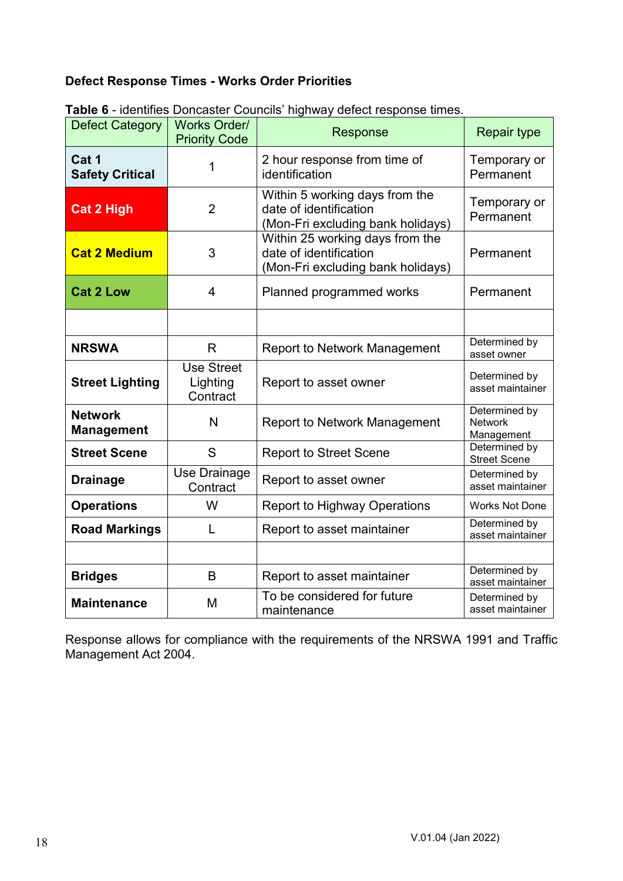**Defect Response Times - Works Order Priorities**

**Table 6** - identifies Doncaster Councils' highway defect response times.

| Defect Category | Works Order/ Priority Code | Response | Repair type |
|---|---|---|---|
| **Cat 1 Safety Critical** | 1 | 2 hour response from time of identification | Temporary or Permanent |
| **Cat 2 High** | 2 | Within 5 working days from the date of identification (Mon-Fri excluding bank holidays) | Temporary or Permanent |
| **Cat 2 Medium** | 3 | Within 25 working days from the date of identification (Mon-Fri excluding bank holidays) | Permanent |
| **Cat 2 Low** | 4 | Planned programmed works | Permanent |
| | | | |
| **NRSWA** | R | Report to Network Management | Determined by asset owner |
| **Street Lighting** | Use Street Lighting Contract | Report to asset owner | Determined by asset maintainer |
| **Network Management** | N | Report to Network Management | Determined by Network Management |
| **Street Scene** | S | Report to Street Scene | Determined by Street Scene |
| **Drainage** | Use Drainage Contract | Report to asset owner | Determined by asset maintainer |
| **Operations** | W | Report to Highway Operations | Works Not Done |
| **Road Markings** | L | Report to asset maintainer | Determined by asset maintainer |
| | | | |
| **Bridges** | B | Report to asset maintainer | Determined by asset maintainer |
| **Maintenance** | M | To be considered for future maintenance | Determined by asset maintainer |

Response allows for compliance with the requirements of the NRSWA 1991 and Traffic Management Act 2004.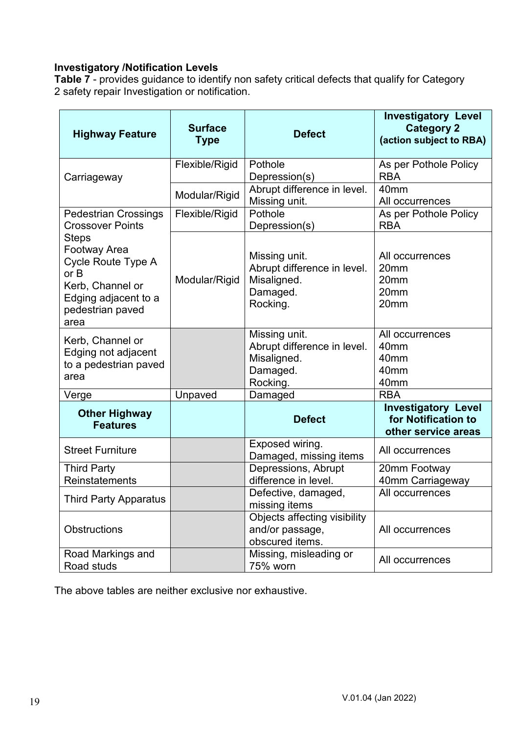**Investigatory /Notification Levels**

**Table 7** - provides guidance to identify non safety critical defects that qualify for Category 2 safety repair Investigation or notification.

| Highway Feature | Surface Type | Defect | Investigatory Level Category 2 (action subject to RBA) |
|---|---|---|---|
| Carriageway | Flexible/Rigid | Pothole<br>Depression(s) | As per Pothole Policy<br>RBA |
| | Modular/Rigid | Abrupt difference in level.<br>Missing unit. | 40mm<br>All occurrences |
| Pedestrian Crossings<br>Crossover Points<br>Steps<br>Footway Area<br>Cycle Route Type A or B<br>Kerb, Channel or Edging adjacent to a pedestrian paved area | Flexible/Rigid | Pothole<br>Depression(s) | As per Pothole Policy<br>RBA |
| | Modular/Rigid | Missing unit.<br>Abrupt difference in level.<br>Misaligned.<br>Damaged.<br>Rocking. | All occurrences<br>20mm<br>20mm<br>20mm<br>20mm |
| Kerb, Channel or Edging not adjacent to a pedestrian paved area | | Missing unit.<br>Abrupt difference in level.<br>Misaligned.<br>Damaged.<br>Rocking. | All occurrences<br>40mm<br>40mm<br>40mm<br>40mm |
| Verge | Unpaved | Damaged | RBA |
| **Other Highway Features** | | **Defect** | **Investigatory Level for Notification to other service areas** |
| Street Furniture | | Exposed wiring.<br>Damaged, missing items | All occurrences |
| Third Party Reinstatements | | Depressions, Abrupt difference in level. | 20mm Footway<br>40mm Carriageway |
| Third Party Apparatus | | Defective, damaged, missing items | All occurrences |
| Obstructions | | Objects affecting visibility and/or passage, obscured items. | All occurrences |
| Road Markings and Road studs | | Missing, misleading or 75% worn | All occurrences |

The above tables are neither exclusive nor exhaustive.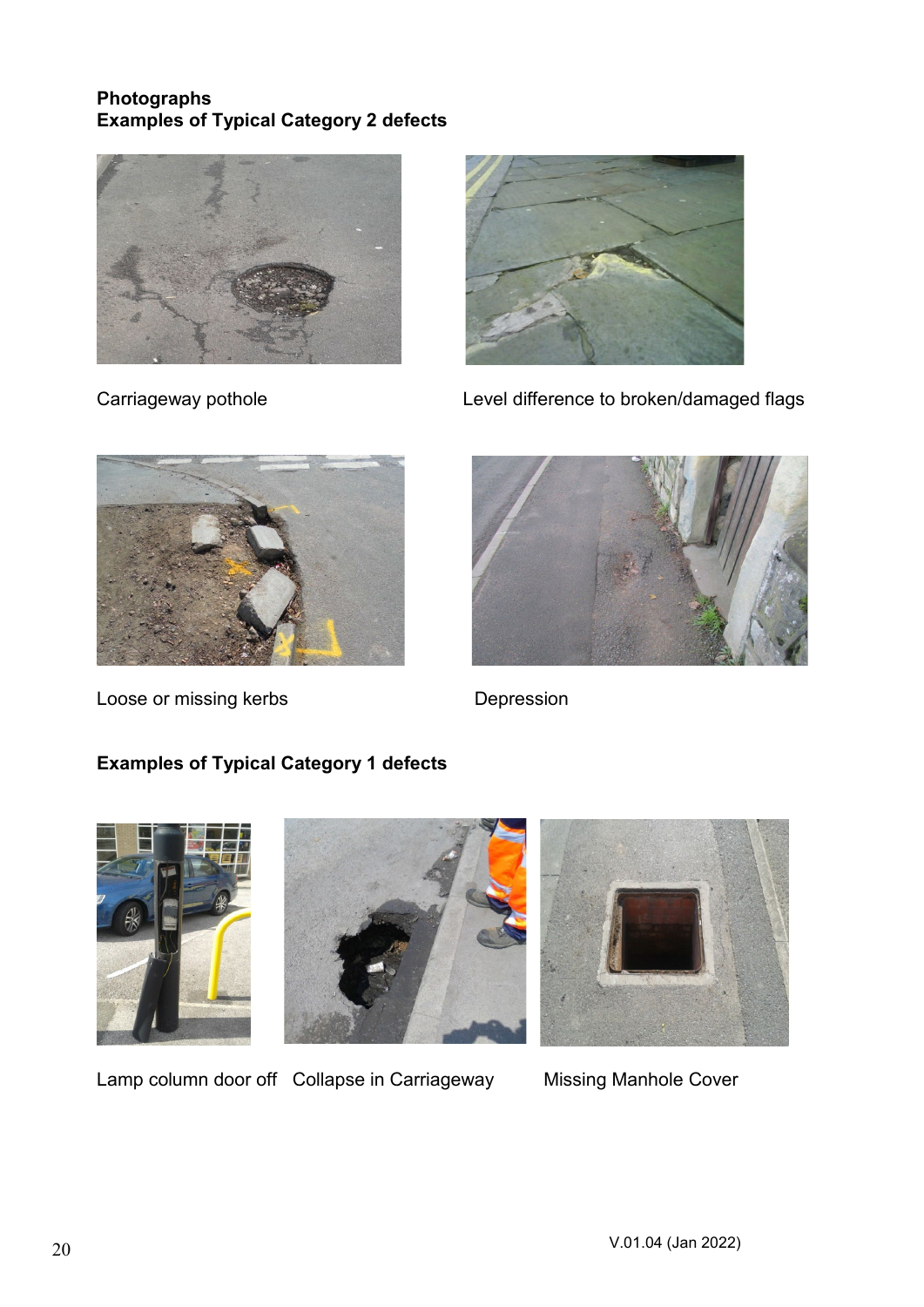**Photographs**
**Examples of Typical Category 2 defects**

Carriageway pothole

Level difference to broken/damaged flags

Loose or missing kerbs

Depression

**Examples of Typical Category 1 defects**

Lamp column door off

Collapse in Carriageway

Missing Manhole Cover

V.01.04 (Jan 2022)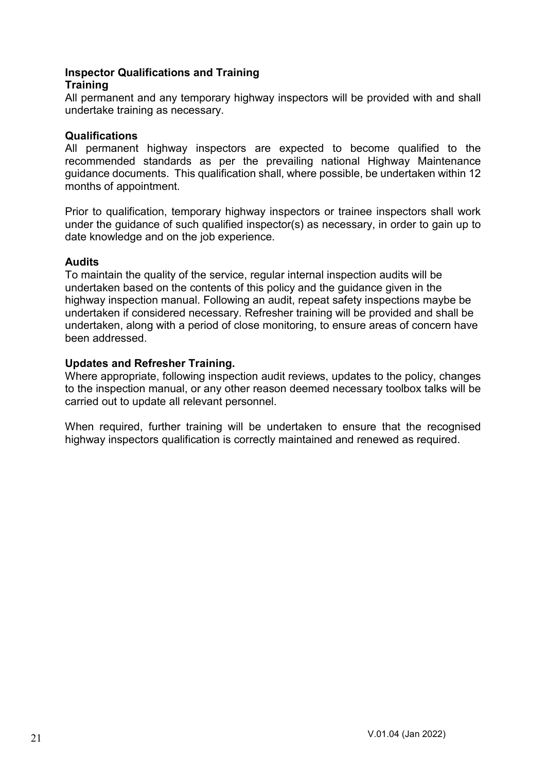## Inspector Qualifications and Training

### Training

All permanent and any temporary highway inspectors will be provided with and shall undertake training as necessary.

### Qualifications

All permanent highway inspectors are expected to become qualified to the recommended standards as per the prevailing national Highway Maintenance guidance documents. This qualification shall, where possible, be undertaken within 12 months of appointment.

Prior to qualification, temporary highway inspectors or trainee inspectors shall work under the guidance of such qualified inspector(s) as necessary, in order to gain up to date knowledge and on the job experience.

### Audits

To maintain the quality of the service, regular internal inspection audits will be undertaken based on the contents of this policy and the guidance given in the highway inspection manual. Following an audit, repeat safety inspections maybe be undertaken if considered necessary. Refresher training will be provided and shall be undertaken, along with a period of close monitoring, to ensure areas of concern have been addressed.

### Updates and Refresher Training.

Where appropriate, following inspection audit reviews, updates to the policy, changes to the inspection manual, or any other reason deemed necessary toolbox talks will be carried out to update all relevant personnel.

When required, further training will be undertaken to ensure that the recognised highway inspectors qualification is correctly maintained and renewed as required.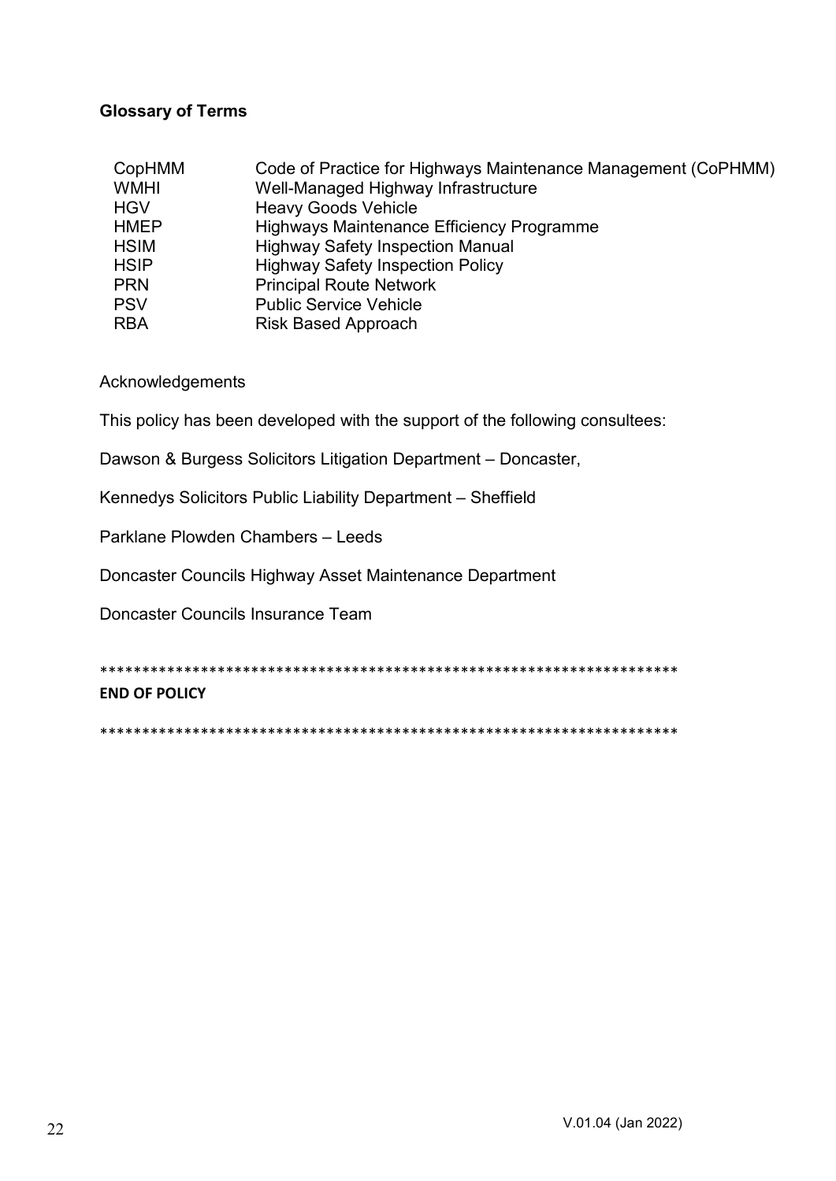**Glossary of Terms**

| | |
|---|---|
| CopHMM | Code of Practice for Highways Maintenance Management (CoPHMM) |
| WMHI | Well-Managed Highway Infrastructure |
| HGV | Heavy Goods Vehicle |
| HMEP | Highways Maintenance Efficiency Programme |
| HSIM | Highway Safety Inspection Manual |
| HSIP | Highway Safety Inspection Policy |
| PRN | Principal Route Network |
| PSV | Public Service Vehicle |
| RBA | Risk Based Approach |

Acknowledgements

This policy has been developed with the support of the following consultees:

Dawson & Burgess Solicitors Litigation Department – Doncaster,

Kennedys Solicitors Public Liability Department – Sheffield

Parklane Plowden Chambers – Leeds

Doncaster Councils Highway Asset Maintenance Department

Doncaster Councils Insurance Team

*********************************************************************

**END OF POLICY**

*********************************************************************

V.01.04 (Jan 2022)